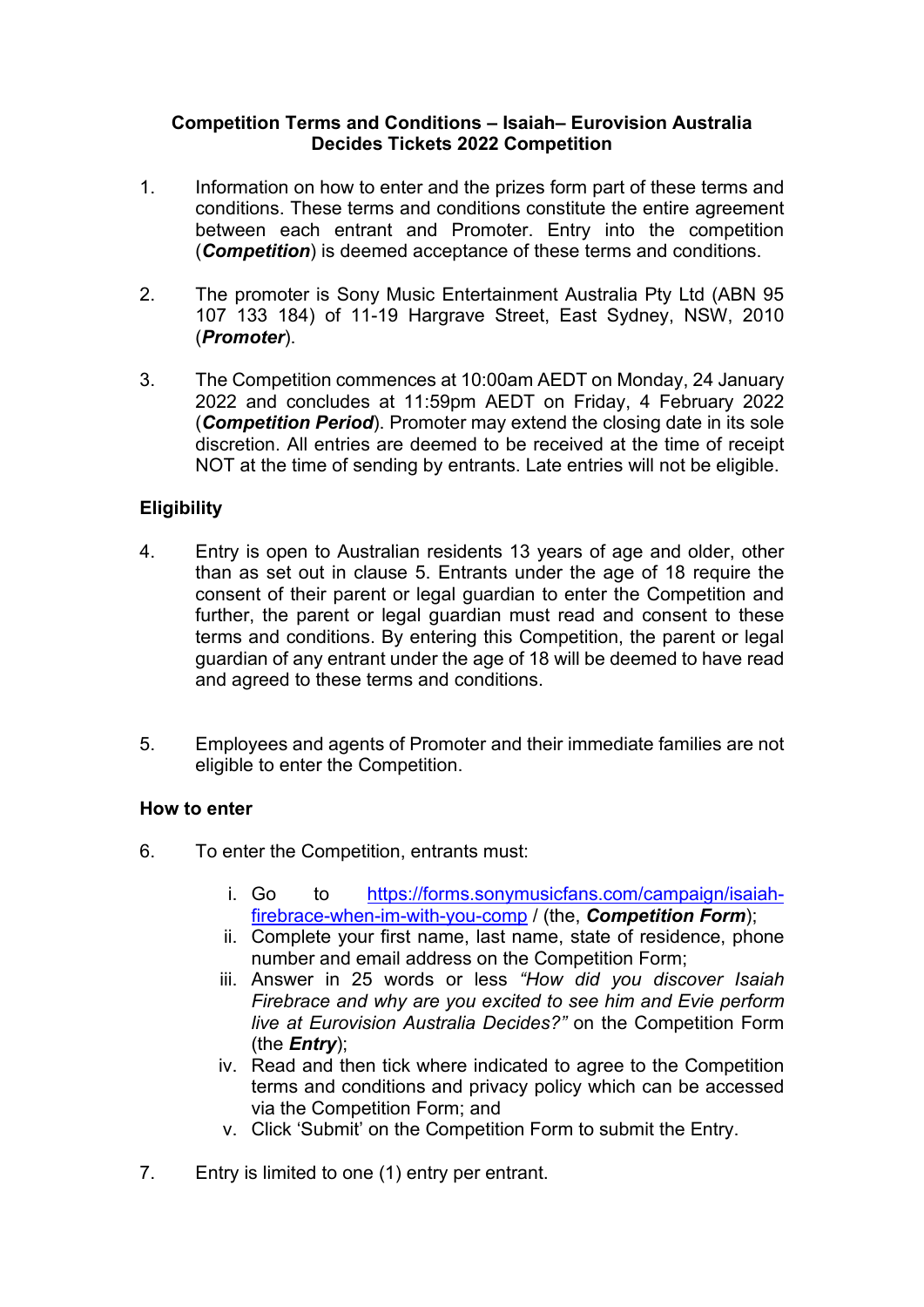# Competition Terms and Conditions – Isaiah– Eurovision Australia Decides Tickets 2022 Competition

1. Information on how to enter and the prizes form part of these terms and conditions. These terms and conditions constitute the entire agreement between each entrant and Promoter. Entry into the competition (***Competition***) is deemed acceptance of these terms and conditions.

2. The promoter is Sony Music Entertainment Australia Pty Ltd (ABN 95 107 133 184) of 11-19 Hargrave Street, East Sydney, NSW, 2010 (***Promoter***).

3. The Competition commences at 10:00am AEDT on Monday, 24 January 2022 and concludes at 11:59pm AEDT on Friday, 4 February 2022 (***Competition Period***). Promoter may extend the closing date in its sole discretion. All entries are deemed to be received at the time of receipt NOT at the time of sending by entrants. Late entries will not be eligible.

## Eligibility

4. Entry is open to Australian residents 13 years of age and older, other than as set out in clause 5. Entrants under the age of 18 require the consent of their parent or legal guardian to enter the Competition and further, the parent or legal guardian must read and consent to these terms and conditions. By entering this Competition, the parent or legal guardian of any entrant under the age of 18 will be deemed to have read and agreed to these terms and conditions.

5. Employees and agents of Promoter and their immediate families are not eligible to enter the Competition.

## How to enter

6. To enter the Competition, entrants must:

   i. Go to [https://forms.sonymusicfans.com/campaign/isaiah-firebrace-when-im-with-you-comp](https://forms.sonymusicfans.com/campaign/isaiah-firebrace-when-im-with-you-comp) / (the, ***Competition Form***);
   ii. Complete your first name, last name, state of residence, phone number and email address on the Competition Form;
   iii. Answer in 25 words or less *"How did you discover Isaiah Firebrace and why are you excited to see him and Evie perform live at Eurovision Australia Decides?"* on the Competition Form (the ***Entry***);
   iv. Read and then tick where indicated to agree to the Competition terms and conditions and privacy policy which can be accessed via the Competition Form; and
   v. Click 'Submit' on the Competition Form to submit the Entry.

7. Entry is limited to one (1) entry per entrant.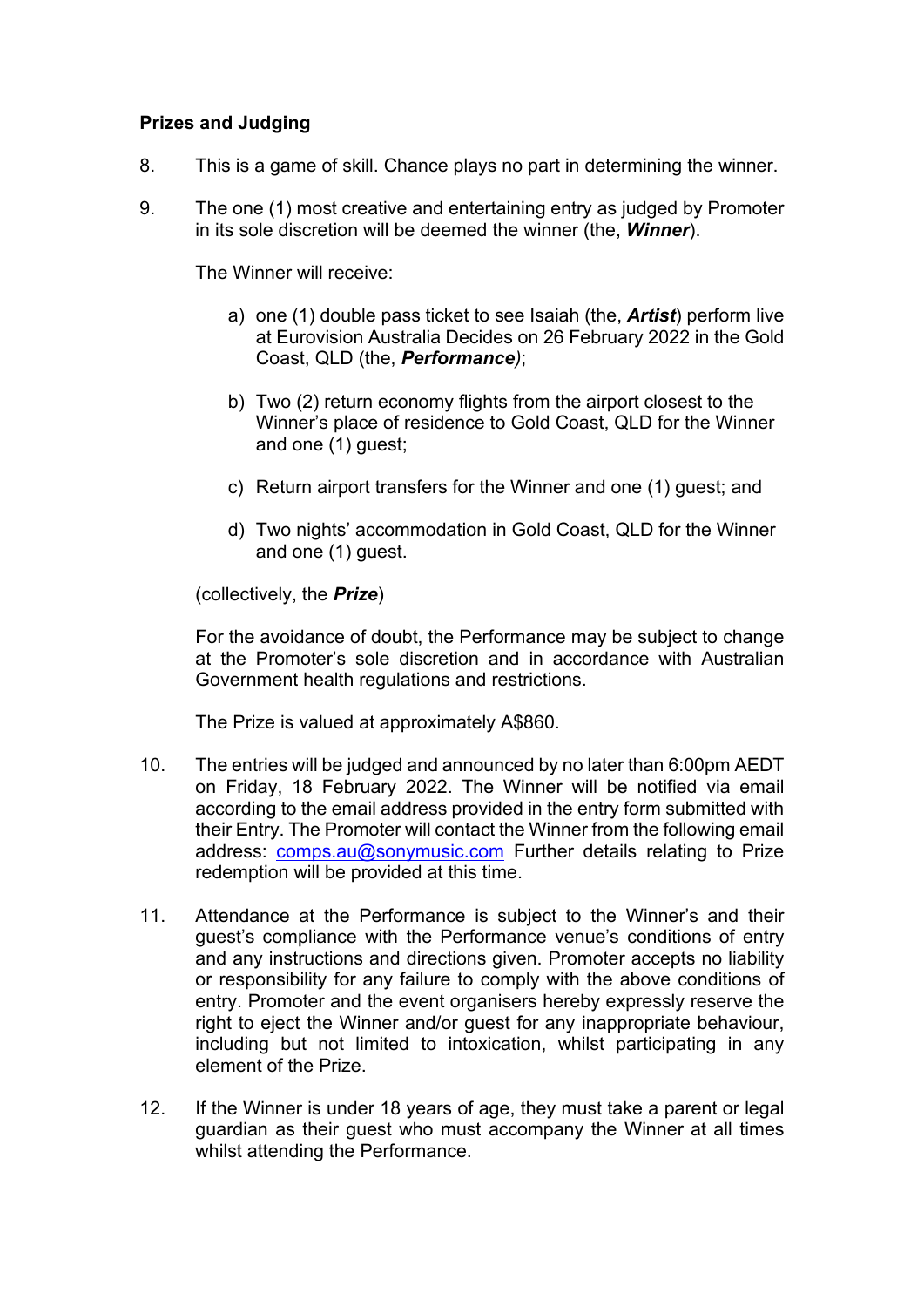**Prizes and Judging**

8. This is a game of skill. Chance plays no part in determining the winner.

9. The one (1) most creative and entertaining entry as judged by Promoter in its sole discretion will be deemed the winner (the, ***Winner***).

   The Winner will receive:

   a) one (1) double pass ticket to see Isaiah (the, ***Artist***) perform live at Eurovision Australia Decides on 26 February 2022 in the Gold Coast, QLD (the, ***Performance****)*;

   b) Two (2) return economy flights from the airport closest to the Winner's place of residence to Gold Coast, QLD for the Winner and one (1) guest;

   c) Return airport transfers for the Winner and one (1) guest; and

   d) Two nights' accommodation in Gold Coast, QLD for the Winner and one (1) guest.

   (collectively, the ***Prize***)

   For the avoidance of doubt, the Performance may be subject to change at the Promoter's sole discretion and in accordance with Australian Government health regulations and restrictions.

   The Prize is valued at approximately A$860.

10. The entries will be judged and announced by no later than 6:00pm AEDT on Friday, 18 February 2022. The Winner will be notified via email according to the email address provided in the entry form submitted with their Entry. The Promoter will contact the Winner from the following email address: comps.au@sonymusic.com Further details relating to Prize redemption will be provided at this time.

11. Attendance at the Performance is subject to the Winner's and their guest's compliance with the Performance venue's conditions of entry and any instructions and directions given. Promoter accepts no liability or responsibility for any failure to comply with the above conditions of entry. Promoter and the event organisers hereby expressly reserve the right to eject the Winner and/or guest for any inappropriate behaviour, including but not limited to intoxication, whilst participating in any element of the Prize.

12. If the Winner is under 18 years of age, they must take a parent or legal guardian as their guest who must accompany the Winner at all times whilst attending the Performance.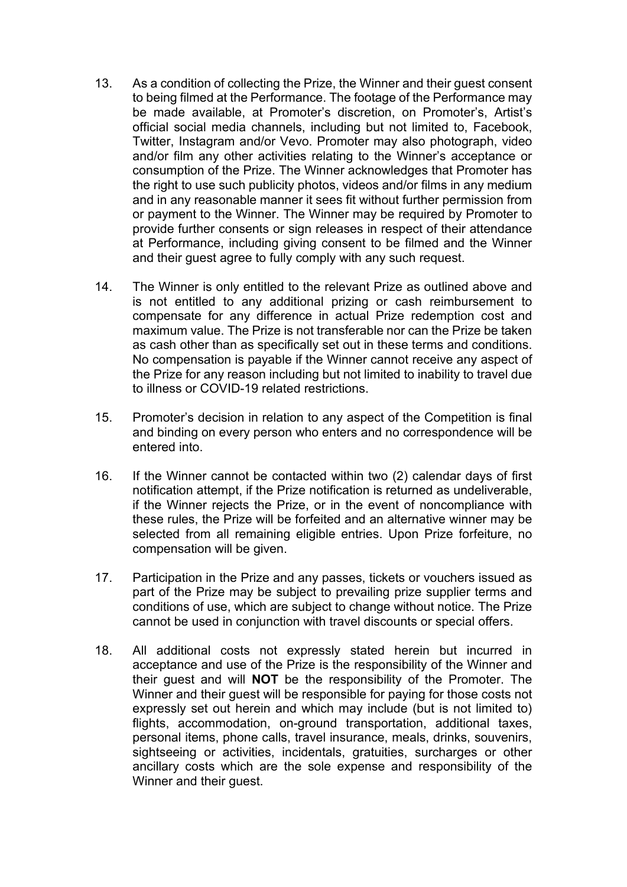13. As a condition of collecting the Prize, the Winner and their guest consent to being filmed at the Performance. The footage of the Performance may be made available, at Promoter's discretion, on Promoter's, Artist's official social media channels, including but not limited to, Facebook, Twitter, Instagram and/or Vevo. Promoter may also photograph, video and/or film any other activities relating to the Winner's acceptance or consumption of the Prize. The Winner acknowledges that Promoter has the right to use such publicity photos, videos and/or films in any medium and in any reasonable manner it sees fit without further permission from or payment to the Winner. The Winner may be required by Promoter to provide further consents or sign releases in respect of their attendance at Performance, including giving consent to be filmed and the Winner and their guest agree to fully comply with any such request.

14. The Winner is only entitled to the relevant Prize as outlined above and is not entitled to any additional prizing or cash reimbursement to compensate for any difference in actual Prize redemption cost and maximum value. The Prize is not transferable nor can the Prize be taken as cash other than as specifically set out in these terms and conditions. No compensation is payable if the Winner cannot receive any aspect of the Prize for any reason including but not limited to inability to travel due to illness or COVID-19 related restrictions.

15. Promoter's decision in relation to any aspect of the Competition is final and binding on every person who enters and no correspondence will be entered into.

16. If the Winner cannot be contacted within two (2) calendar days of first notification attempt, if the Prize notification is returned as undeliverable, if the Winner rejects the Prize, or in the event of noncompliance with these rules, the Prize will be forfeited and an alternative winner may be selected from all remaining eligible entries. Upon Prize forfeiture, no compensation will be given.

17. Participation in the Prize and any passes, tickets or vouchers issued as part of the Prize may be subject to prevailing prize supplier terms and conditions of use, which are subject to change without notice. The Prize cannot be used in conjunction with travel discounts or special offers.

18. All additional costs not expressly stated herein but incurred in acceptance and use of the Prize is the responsibility of the Winner and their guest and will **NOT** be the responsibility of the Promoter. The Winner and their guest will be responsible for paying for those costs not expressly set out herein and which may include (but is not limited to) flights, accommodation, on-ground transportation, additional taxes, personal items, phone calls, travel insurance, meals, drinks, souvenirs, sightseeing or activities, incidentals, gratuities, surcharges or other ancillary costs which are the sole expense and responsibility of the Winner and their guest.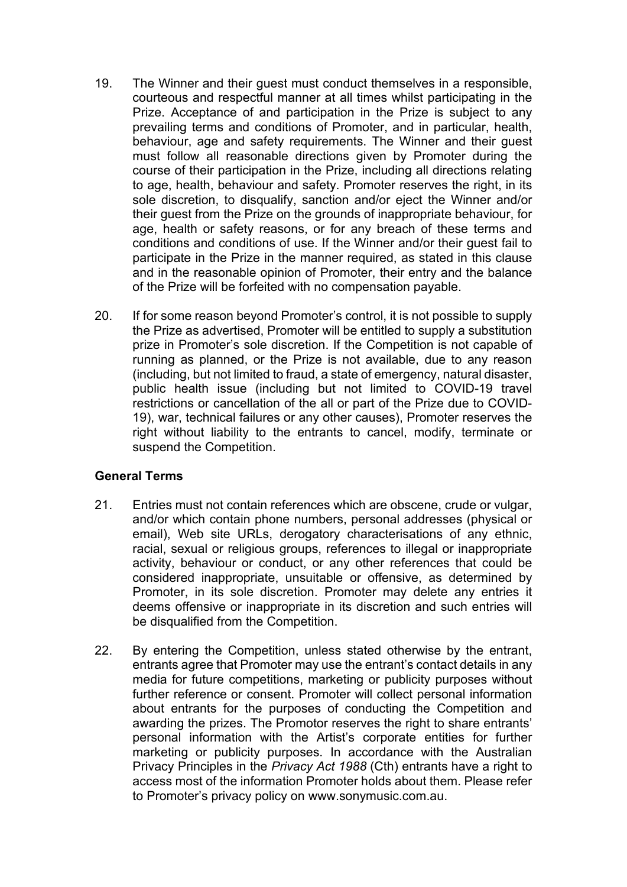19. The Winner and their guest must conduct themselves in a responsible, courteous and respectful manner at all times whilst participating in the Prize. Acceptance of and participation in the Prize is subject to any prevailing terms and conditions of Promoter, and in particular, health, behaviour, age and safety requirements. The Winner and their guest must follow all reasonable directions given by Promoter during the course of their participation in the Prize, including all directions relating to age, health, behaviour and safety. Promoter reserves the right, in its sole discretion, to disqualify, sanction and/or eject the Winner and/or their guest from the Prize on the grounds of inappropriate behaviour, for age, health or safety reasons, or for any breach of these terms and conditions and conditions of use. If the Winner and/or their guest fail to participate in the Prize in the manner required, as stated in this clause and in the reasonable opinion of Promoter, their entry and the balance of the Prize will be forfeited with no compensation payable.

20. If for some reason beyond Promoter's control, it is not possible to supply the Prize as advertised, Promoter will be entitled to supply a substitution prize in Promoter's sole discretion. If the Competition is not capable of running as planned, or the Prize is not available, due to any reason (including, but not limited to fraud, a state of emergency, natural disaster, public health issue (including but not limited to COVID-19 travel restrictions or cancellation of the all or part of the Prize due to COVID-19), war, technical failures or any other causes), Promoter reserves the right without liability to the entrants to cancel, modify, terminate or suspend the Competition.

**General Terms**

21. Entries must not contain references which are obscene, crude or vulgar, and/or which contain phone numbers, personal addresses (physical or email), Web site URLs, derogatory characterisations of any ethnic, racial, sexual or religious groups, references to illegal or inappropriate activity, behaviour or conduct, or any other references that could be considered inappropriate, unsuitable or offensive, as determined by Promoter, in its sole discretion. Promoter may delete any entries it deems offensive or inappropriate in its discretion and such entries will be disqualified from the Competition.

22. By entering the Competition, unless stated otherwise by the entrant, entrants agree that Promoter may use the entrant's contact details in any media for future competitions, marketing or publicity purposes without further reference or consent. Promoter will collect personal information about entrants for the purposes of conducting the Competition and awarding the prizes. The Promotor reserves the right to share entrants' personal information with the Artist's corporate entities for further marketing or publicity purposes. In accordance with the Australian Privacy Principles in the *Privacy Act 1988* (Cth) entrants have a right to access most of the information Promoter holds about them. Please refer to Promoter's privacy policy on www.sonymusic.com.au.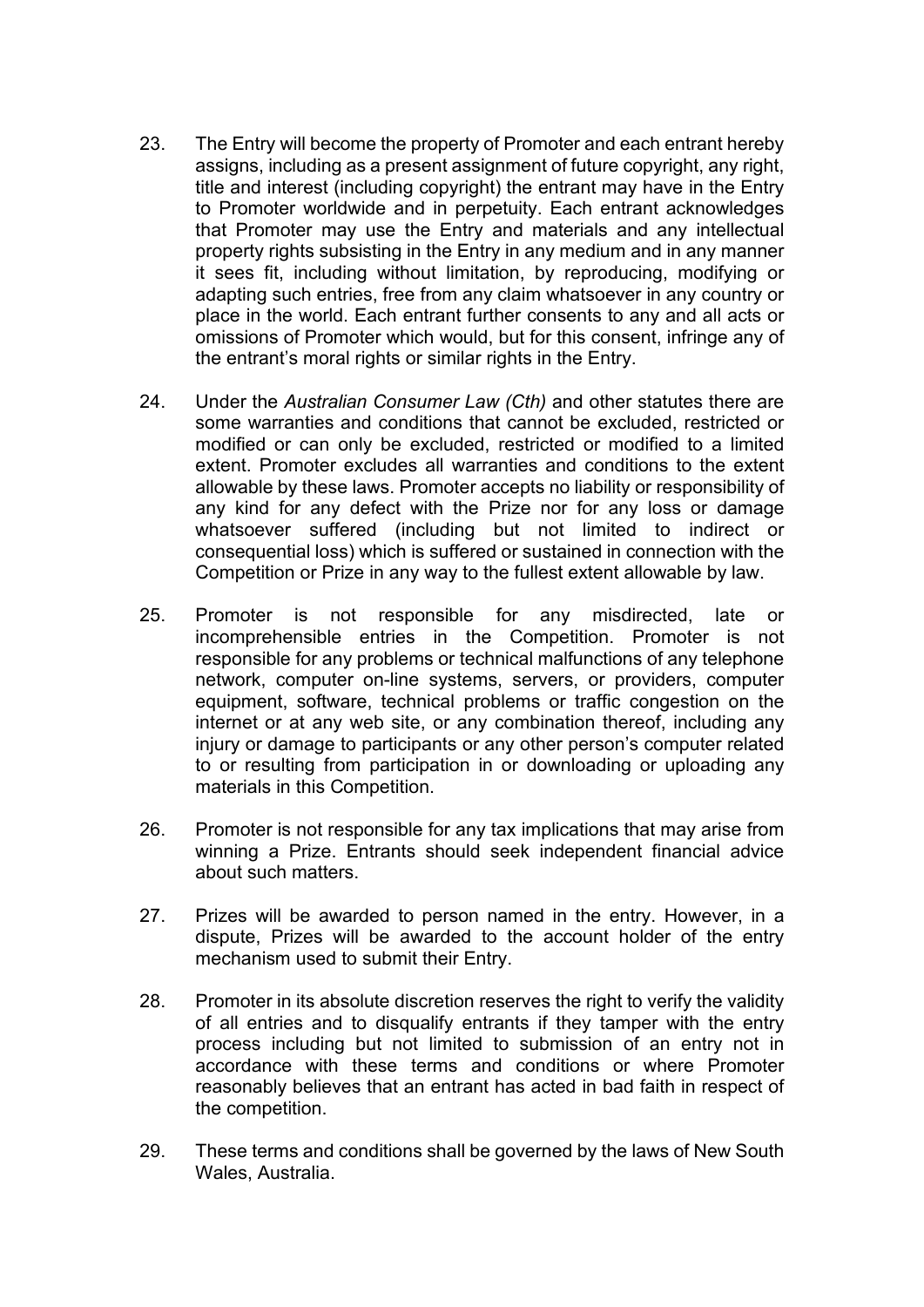23. The Entry will become the property of Promoter and each entrant hereby assigns, including as a present assignment of future copyright, any right, title and interest (including copyright) the entrant may have in the Entry to Promoter worldwide and in perpetuity. Each entrant acknowledges that Promoter may use the Entry and materials and any intellectual property rights subsisting in the Entry in any medium and in any manner it sees fit, including without limitation, by reproducing, modifying or adapting such entries, free from any claim whatsoever in any country or place in the world. Each entrant further consents to any and all acts or omissions of Promoter which would, but for this consent, infringe any of the entrant's moral rights or similar rights in the Entry.

24. Under the *Australian Consumer Law (Cth)* and other statutes there are some warranties and conditions that cannot be excluded, restricted or modified or can only be excluded, restricted or modified to a limited extent. Promoter excludes all warranties and conditions to the extent allowable by these laws. Promoter accepts no liability or responsibility of any kind for any defect with the Prize nor for any loss or damage whatsoever suffered (including but not limited to indirect or consequential loss) which is suffered or sustained in connection with the Competition or Prize in any way to the fullest extent allowable by law.

25. Promoter is not responsible for any misdirected, late or incomprehensible entries in the Competition. Promoter is not responsible for any problems or technical malfunctions of any telephone network, computer on-line systems, servers, or providers, computer equipment, software, technical problems or traffic congestion on the internet or at any web site, or any combination thereof, including any injury or damage to participants or any other person's computer related to or resulting from participation in or downloading or uploading any materials in this Competition.

26. Promoter is not responsible for any tax implications that may arise from winning a Prize. Entrants should seek independent financial advice about such matters.

27. Prizes will be awarded to person named in the entry. However, in a dispute, Prizes will be awarded to the account holder of the entry mechanism used to submit their Entry.

28. Promoter in its absolute discretion reserves the right to verify the validity of all entries and to disqualify entrants if they tamper with the entry process including but not limited to submission of an entry not in accordance with these terms and conditions or where Promoter reasonably believes that an entrant has acted in bad faith in respect of the competition.

29. These terms and conditions shall be governed by the laws of New South Wales, Australia.